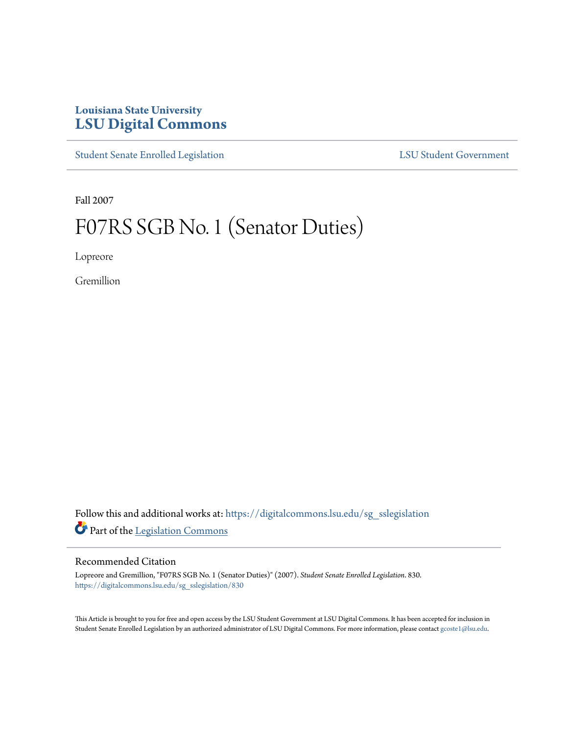Louisiana State University
# LSU Digital Commons

Student Senate Enrolled Legislation

LSU Student Government

Fall 2007

# F07RS SGB No. 1 (Senator Duties)

Lopreore

Gremillion

Follow this and additional works at: https://digitalcommons.lsu.edu/sg_sslegislation

Part of the Legislation Commons

## Recommended Citation

Lopreore and Gremillion, "F07RS SGB No. 1 (Senator Duties)" (2007). *Student Senate Enrolled Legislation*. 830.
https://digitalcommons.lsu.edu/sg_sslegislation/830

This Article is brought to you for free and open access by the LSU Student Government at LSU Digital Commons. It has been accepted for inclusion in Student Senate Enrolled Legislation by an authorized administrator of LSU Digital Commons. For more information, please contact gcoste1@lsu.edu.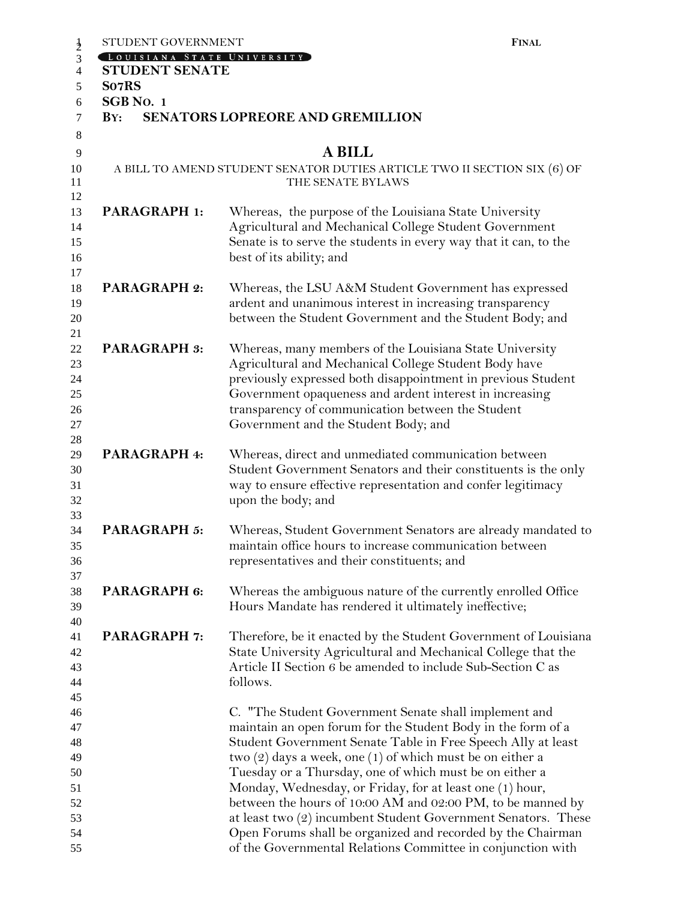STUDENT GOVERNMENT **FINAL**

LOUISIANA STATE UNIVERSITY

**STUDENT SENATE**

**S07RS**

**SGB NO. 1**

**BY: SENATORS LOPREORE AND GREMILLION**

# A BILL

A BILL TO AMEND STUDENT SENATOR DUTIES ARTICLE TWO II SECTION SIX (6) OF THE SENATE BYLAWS

**PARAGRAPH 1:** Whereas, the purpose of the Louisiana State University Agricultural and Mechanical College Student Government Senate is to serve the students in every way that it can, to the best of its ability; and

**PARAGRAPH 2:** Whereas, the LSU A&M Student Government has expressed ardent and unanimous interest in increasing transparency between the Student Government and the Student Body; and

**PARAGRAPH 3:** Whereas, many members of the Louisiana State University Agricultural and Mechanical College Student Body have previously expressed both disappointment in previous Student Government opaqueness and ardent interest in increasing transparency of communication between the Student Government and the Student Body; and

**PARAGRAPH 4:** Whereas, direct and unmediated communication between Student Government Senators and their constituents is the only way to ensure effective representation and confer legitimacy upon the body; and

**PARAGRAPH 5:** Whereas, Student Government Senators are already mandated to maintain office hours to increase communication between representatives and their constituents; and

**PARAGRAPH 6:** Whereas the ambiguous nature of the currently enrolled Office Hours Mandate has rendered it ultimately ineffective;

**PARAGRAPH 7:** Therefore, be it enacted by the Student Government of Louisiana State University Agricultural and Mechanical College that the Article II Section 6 be amended to include Sub-Section C as follows.

C. "The Student Government Senate shall implement and maintain an open forum for the Student Body in the form of a Student Government Senate Table in Free Speech Ally at least two (2) days a week, one (1) of which must be on either a Tuesday or a Thursday, one of which must be on either a Monday, Wednesday, or Friday, for at least one (1) hour, between the hours of 10:00 AM and 02:00 PM, to be manned by at least two (2) incumbent Student Government Senators. These Open Forums shall be organized and recorded by the Chairman of the Governmental Relations Committee in conjunction with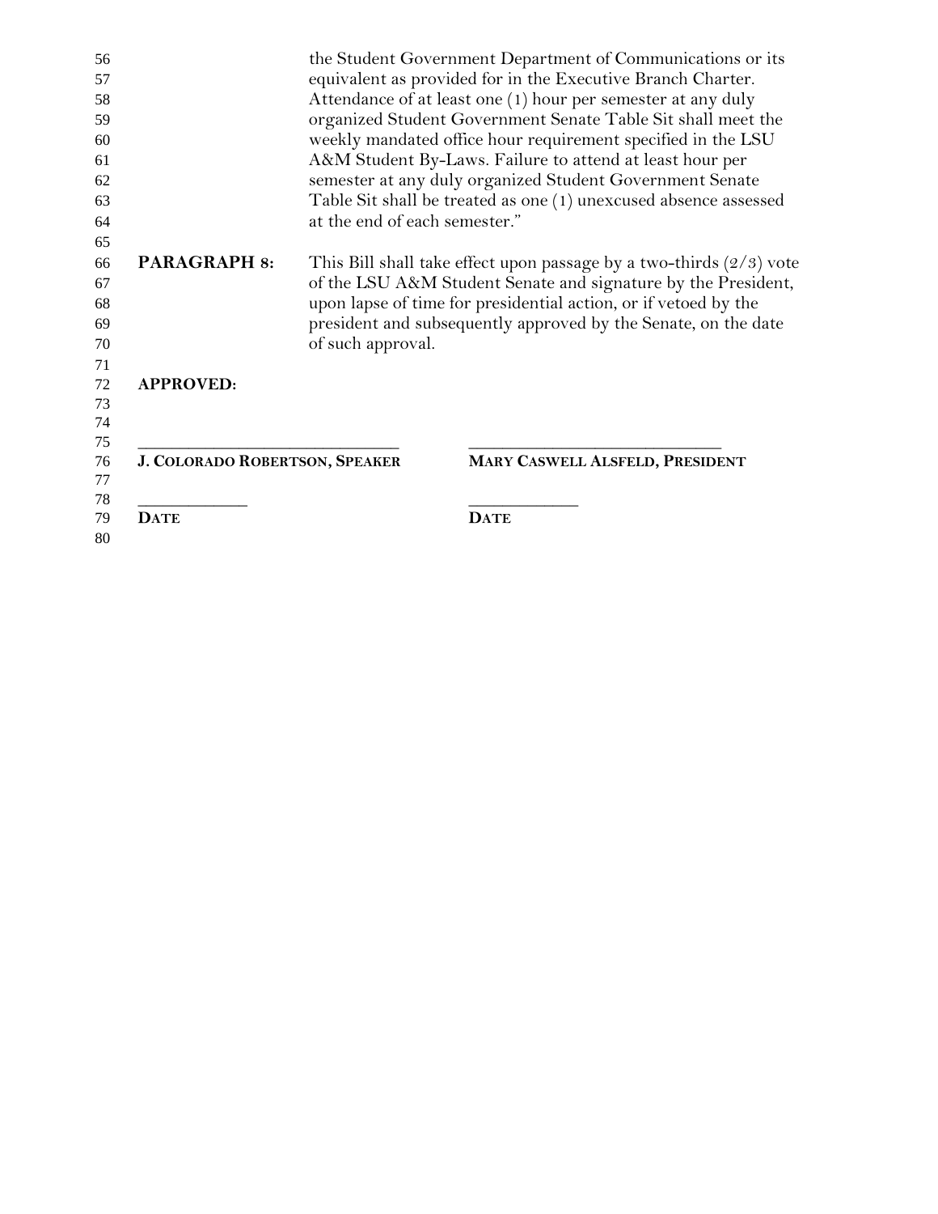the Student Government Department of Communications or its equivalent as provided for in the Executive Branch Charter. Attendance of at least one (1) hour per semester at any duly organized Student Government Senate Table Sit shall meet the weekly mandated office hour requirement specified in the LSU A&M Student By-Laws. Failure to attend at least hour per semester at any duly organized Student Government Senate Table Sit shall be treated as one (1) unexcused absence assessed at the end of each semester."

**PARAGRAPH 8:** This Bill shall take effect upon passage by a two-thirds (2/3) vote of the LSU A&M Student Senate and signature by the President, upon lapse of time for presidential action, or if vetoed by the president and subsequently approved by the Senate, on the date of such approval.

**APPROVED:**

| | |
|---|---|
| ____________________________ | ____________________________ |
| **J. COLORADO ROBERTSON, SPEAKER** | **MARY CASWELL ALSFELD, PRESIDENT** |
| ____________ | ____________ |
| **DATE** | **DATE** |